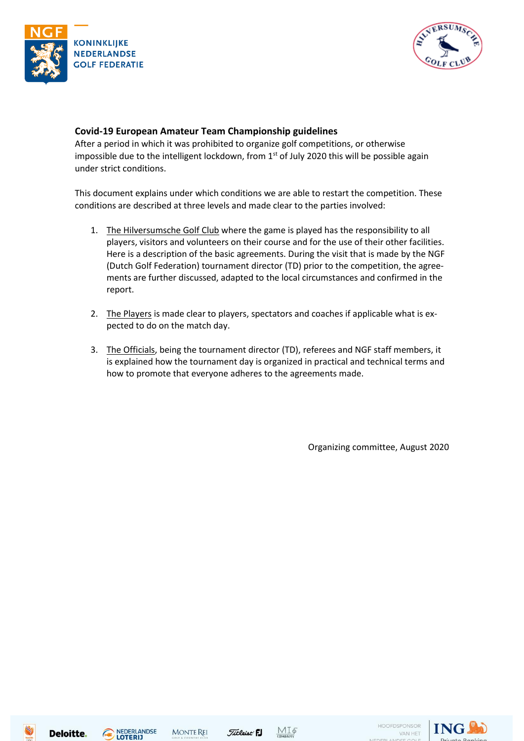**Covid-19 European Amateur Team Championship guidelines**

After a period in which it was prohibited to organize golf competitions, or otherwise impossible due to the intelligent lockdown, from 1st of July 2020 this will be possible again under strict conditions.

This document explains under which conditions we are able to restart the competition. These conditions are described at three levels and made clear to the parties involved:

1. The Hilversumsche Golf Club where the game is played has the responsibility to all players, visitors and volunteers on their course and for the use of their other facilities. Here is a description of the basic agreements. During the visit that is made by the NGF (Dutch Golf Federation) tournament director (TD) prior to the competition, the agreements are further discussed, adapted to the local circumstances and confirmed in the report.

2. The Players is made clear to players, spectators and coaches if applicable what is expected to do on the match day.

3. The Officials, being the tournament director (TD), referees and NGF staff members, it is explained how the tournament day is organized in practical and technical terms and how to promote that everyone adheres to the agreements made.

Organizing committee, August 2020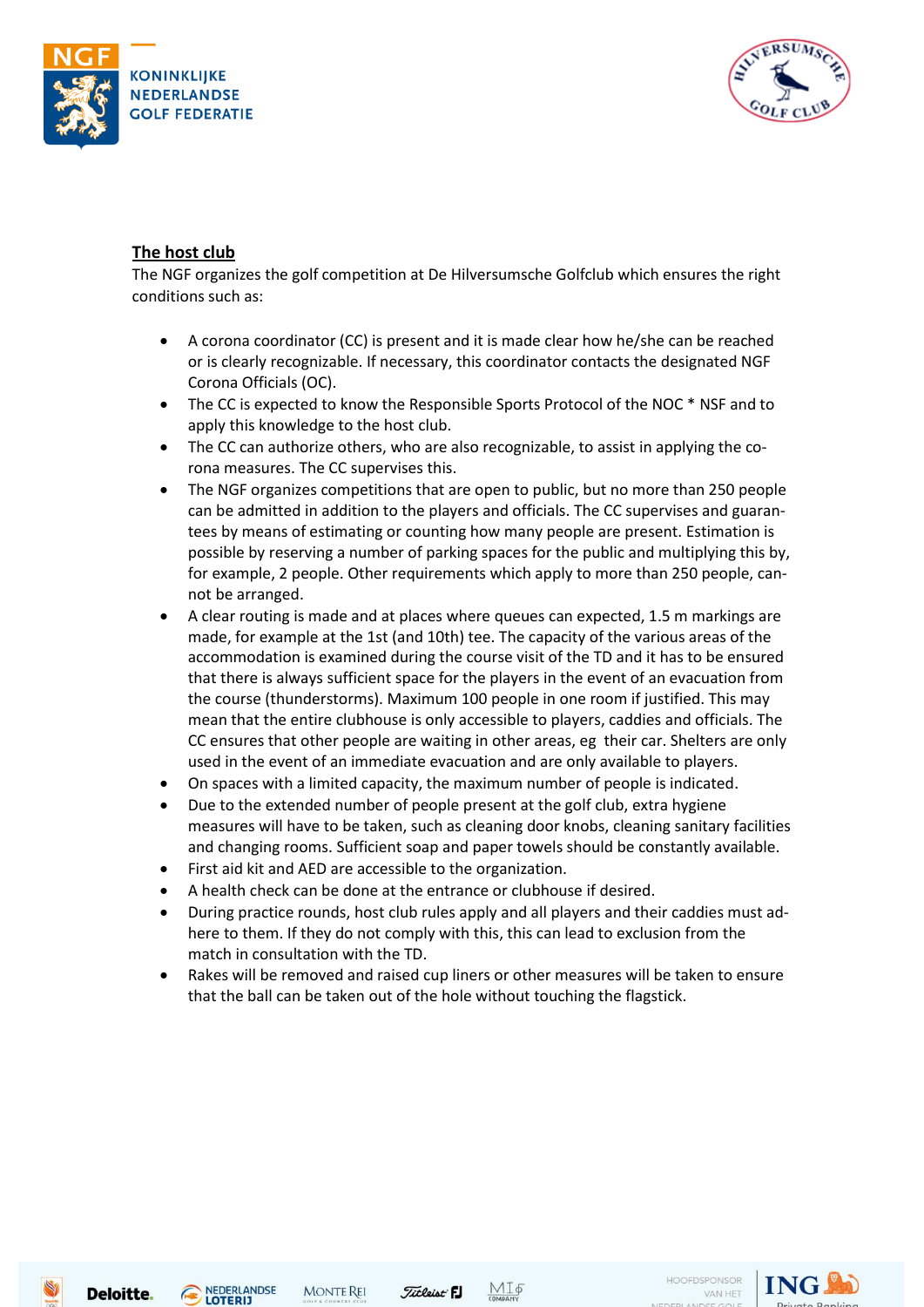## The host club

The NGF organizes the golf competition at De Hilversumsche Golfclub which ensures the right conditions such as:

- A corona coordinator (CC) is present and it is made clear how he/she can be reached or is clearly recognizable. If necessary, this coordinator contacts the designated NGF Corona Officials (OC).
- The CC is expected to know the Responsible Sports Protocol of the NOC * NSF and to apply this knowledge to the host club.
- The CC can authorize others, who are also recognizable, to assist in applying the corona measures. The CC supervises this.
- The NGF organizes competitions that are open to public, but no more than 250 people can be admitted in addition to the players and officials. The CC supervises and guarantees by means of estimating or counting how many people are present. Estimation is possible by reserving a number of parking spaces for the public and multiplying this by, for example, 2 people. Other requirements which apply to more than 250 people, cannot be arranged.
- A clear routing is made and at places where queues can expected, 1.5 m markings are made, for example at the 1st (and 10th) tee. The capacity of the various areas of the accommodation is examined during the course visit of the TD and it has to be ensured that there is always sufficient space for the players in the event of an evacuation from the course (thunderstorms). Maximum 100 people in one room if justified. This may mean that the entire clubhouse is only accessible to players, caddies and officials. The CC ensures that other people are waiting in other areas, eg their car. Shelters are only used in the event of an immediate evacuation and are only available to players.
- On spaces with a limited capacity, the maximum number of people is indicated.
- Due to the extended number of people present at the golf club, extra hygiene measures will have to be taken, such as cleaning door knobs, cleaning sanitary facilities and changing rooms. Sufficient soap and paper towels should be constantly available.
- First aid kit and AED are accessible to the organization.
- A health check can be done at the entrance or clubhouse if desired.
- During practice rounds, host club rules apply and all players and their caddies must adhere to them. If they do not comply with this, this can lead to exclusion from the match in consultation with the TD.
- Rakes will be removed and raised cup liners or other measures will be taken to ensure that the ball can be taken out of the hole without touching the flagstick.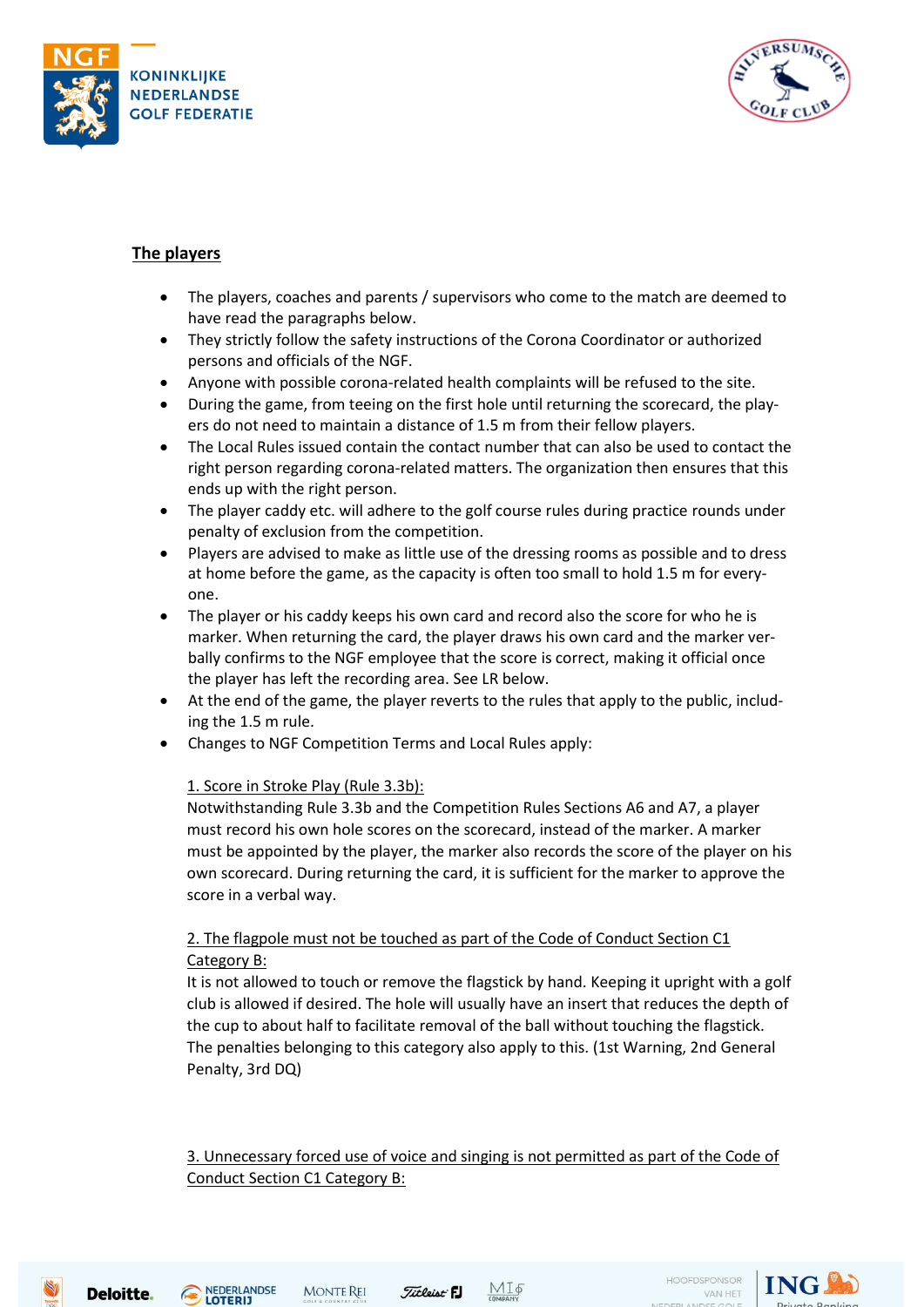## The players

- The players, coaches and parents / supervisors who come to the match are deemed to have read the paragraphs below.
- They strictly follow the safety instructions of the Corona Coordinator or authorized persons and officials of the NGF.
- Anyone with possible corona-related health complaints will be refused to the site.
- During the game, from teeing on the first hole until returning the scorecard, the players do not need to maintain a distance of 1.5 m from their fellow players.
- The Local Rules issued contain the contact number that can also be used to contact the right person regarding corona-related matters. The organization then ensures that this ends up with the right person.
- The player caddy etc. will adhere to the golf course rules during practice rounds under penalty of exclusion from the competition.
- Players are advised to make as little use of the dressing rooms as possible and to dress at home before the game, as the capacity is often too small to hold 1.5 m for everyone.
- The player or his caddy keeps his own card and record also the score for who he is marker. When returning the card, the player draws his own card and the marker verbally confirms to the NGF employee that the score is correct, making it official once the player has left the recording area. See LR below.
- At the end of the game, the player reverts to the rules that apply to the public, including the 1.5 m rule.
- Changes to NGF Competition Terms and Local Rules apply:

  1. Score in Stroke Play (Rule 3.3b):
  Notwithstanding Rule 3.3b and the Competition Rules Sections A6 and A7, a player must record his own hole scores on the scorecard, instead of the marker. A marker must be appointed by the player, the marker also records the score of the player on his own scorecard. During returning the card, it is sufficient for the marker to approve the score in a verbal way.

  2. The flagpole must not be touched as part of the Code of Conduct Section C1 Category B:
  It is not allowed to touch or remove the flagstick by hand. Keeping it upright with a golf club is allowed if desired. The hole will usually have an insert that reduces the depth of the cup to about half to facilitate removal of the ball without touching the flagstick. The penalties belonging to this category also apply to this. (1st Warning, 2nd General Penalty, 3rd DQ)

  3. Unnecessary forced use of voice and singing is not permitted as part of the Code of Conduct Section C1 Category B: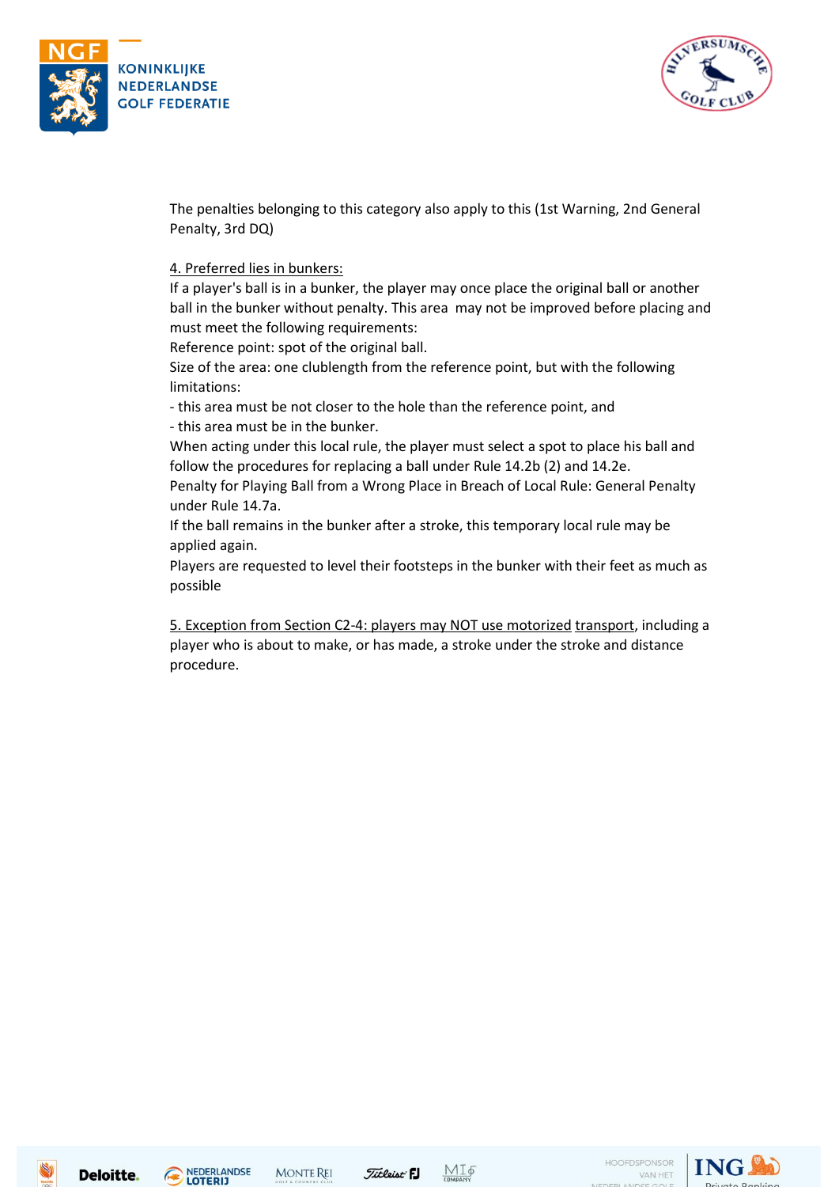The penalties belonging to this category also apply to this (1st Warning, 2nd General Penalty, 3rd DQ)

4. Preferred lies in bunkers:

If a player's ball is in a bunker, the player may once place the original ball or another ball in the bunker without penalty. This area may not be improved before placing and must meet the following requirements:
Reference point: spot of the original ball.
Size of the area: one clublength from the reference point, but with the following limitations:
- this area must be not closer to the hole than the reference point, and
- this area must be in the bunker.
When acting under this local rule, the player must select a spot to place his ball and follow the procedures for replacing a ball under Rule 14.2b (2) and 14.2e.
Penalty for Playing Ball from a Wrong Place in Breach of Local Rule: General Penalty under Rule 14.7a.
If the ball remains in the bunker after a stroke, this temporary local rule may be applied again.
Players are requested to level their footsteps in the bunker with their feet as much as possible

5. Exception from Section C2-4: players may NOT use motorized transport, including a player who is about to make, or has made, a stroke under the stroke and distance procedure.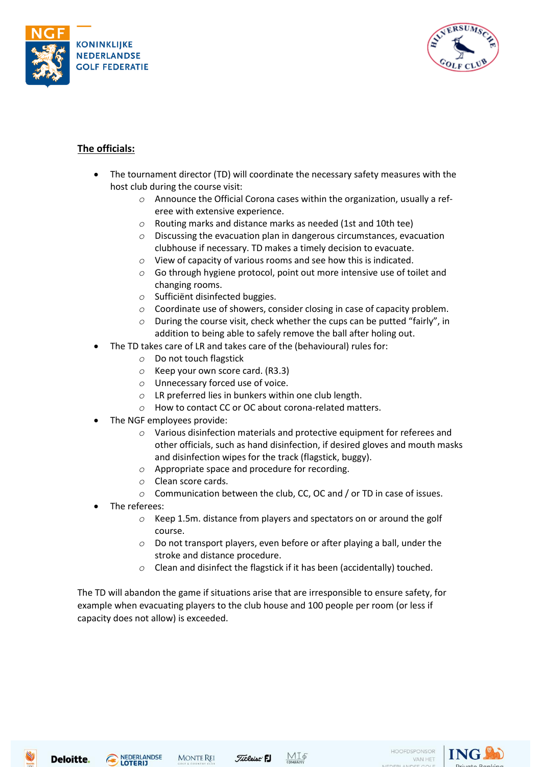## The officials:

- The tournament director (TD) will coordinate the necessary safety measures with the host club during the course visit:
    - Announce the Official Corona cases within the organization, usually a referee with extensive experience.
    - Routing marks and distance marks as needed (1st and 10th tee)
    - Discussing the evacuation plan in dangerous circumstances, evacuation clubhouse if necessary. TD makes a timely decision to evacuate.
    - View of capacity of various rooms and see how this is indicated.
    - Go through hygiene protocol, point out more intensive use of toilet and changing rooms.
    - Sufficiënt disinfected buggies.
    - Coordinate use of showers, consider closing in case of capacity problem.
    - During the course visit, check whether the cups can be putted "fairly", in addition to being able to safely remove the ball after holing out.
- The TD takes care of LR and takes care of the (behavioural) rules for:
    - Do not touch flagstick
    - Keep your own score card. (R3.3)
    - Unnecessary forced use of voice.
    - LR preferred lies in bunkers within one club length.
    - How to contact CC or OC about corona-related matters.
- The NGF employees provide:
    - Various disinfection materials and protective equipment for referees and other officials, such as hand disinfection, if desired gloves and mouth masks and disinfection wipes for the track (flagstick, buggy).
    - Appropriate space and procedure for recording.
    - Clean score cards.
    - Communication between the club, CC, OC and / or TD in case of issues.
- The referees:
    - Keep 1.5m. distance from players and spectators on or around the golf course.
    - Do not transport players, even before or after playing a ball, under the stroke and distance procedure.
    - Clean and disinfect the flagstick if it has been (accidentally) touched.

The TD will abandon the game if situations arise that are irresponsible to ensure safety, for example when evacuating players to the club house and 100 people per room (or less if capacity does not allow) is exceeded.